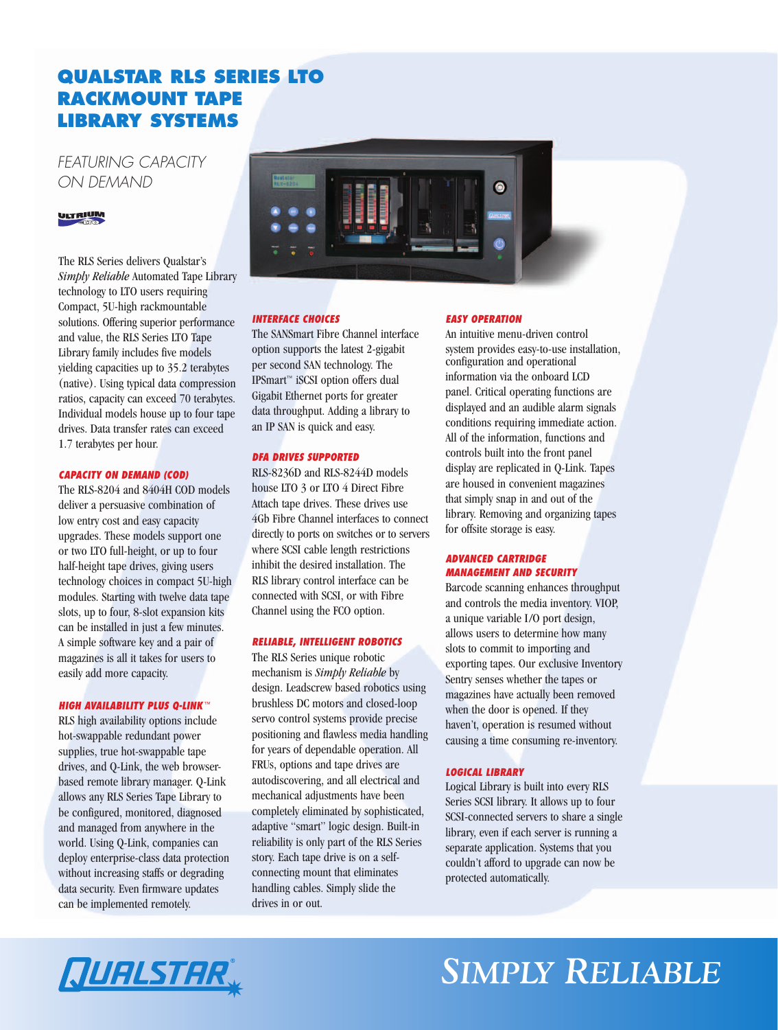# QUALSTAR RLS SERIES LTO RACKMOUNT TAPE LIBRARY SYSTEMS

*FEATURING CAPACITY ON DEMAND*

The RLS Series delivers Qualstar's *Simply Reliable* Automated Tape Library technology to LTO users requiring Compact, 5U-high rackmountable solutions. Offering superior performance and value, the RLS Series LTO Tape Library family includes five models yielding capacities up to 35.2 terabytes (native). Using typical data compression ratios, capacity can exceed 70 terabytes. Individual models house up to four tape drives. Data transfer rates can exceed 1.7 terabytes per hour.

### CAPACITY ON DEMAND (COD)

The RLS-8204 and 8404H COD models deliver a persuasive combination of low entry cost and easy capacity upgrades. These models support one or two LTO full-height, or up to four half-height tape drives, giving users technology choices in compact 5U-high modules. Starting with twelve data tape slots, up to four, 8-slot expansion kits can be installed in just a few minutes. A simple software key and a pair of magazines is all it takes for users to easily add more capacity.

### HIGH AVAILABILITY PLUS Q-LINK™

RLS high availability options include hot-swappable redundant power supplies, true hot-swappable tape drives, and Q-Link, the web browser-based remote library manager. Q-Link allows any RLS Series Tape Library to be configured, monitored, diagnosed and managed from anywhere in the world. Using Q-Link, companies can deploy enterprise-class data protection without increasing staffs or degrading data security. Even firmware updates can be implemented remotely.

### INTERFACE CHOICES

The SANSmart Fibre Channel interface option supports the latest 2-gigabit per second SAN technology. The IPSmart™ iSCSI option offers dual Gigabit Ethernet ports for greater data throughput. Adding a library to an IP SAN is quick and easy.

### DFA DRIVES SUPPORTED

RLS-8236D and RLS-8244D models house LTO 3 or LTO 4 Direct Fibre Attach tape drives. These drives use 4Gb Fibre Channel interfaces to connect directly to ports on switches or to servers where SCSI cable length restrictions inhibit the desired installation. The RLS library control interface can be connected with SCSI, or with Fibre Channel using the FCO option.

### RELIABLE, INTELLIGENT ROBOTICS

The RLS Series unique robotic mechanism is *Simply Reliable* by design. Leadscrew based robotics using brushless DC motors and closed-loop servo control systems provide precise positioning and flawless media handling for years of dependable operation. All FRUs, options and tape drives are autodiscovering, and all electrical and mechanical adjustments have been completely eliminated by sophisticated, adaptive "smart" logic design. Built-in reliability is only part of the RLS Series story. Each tape drive is on a self-connecting mount that eliminates handling cables. Simply slide the drives in or out.

### EASY OPERATION

An intuitive menu-driven control system provides easy-to-use installation, configuration and operational information via the onboard LCD panel. Critical operating functions are displayed and an audible alarm signals conditions requiring immediate action. All of the information, functions and controls built into the front panel display are replicated in Q-Link. Tapes are housed in convenient magazines that simply snap in and out of the library. Removing and organizing tapes for offsite storage is easy.

### ADVANCED CARTRIDGE MANAGEMENT AND SECURITY

Barcode scanning enhances throughput and controls the media inventory. VIOP, a unique variable I/O port design, allows users to determine how many slots to commit to importing and exporting tapes. Our exclusive Inventory Sentry senses whether the tapes or magazines have actually been removed when the door is opened. If they haven't, operation is resumed without causing a time consuming re-inventory.

### LOGICAL LIBRARY

Logical Library is built into every RLS Series SCSI library. It allows up to four SCSI-connected servers to share a single library, even if each server is running a separate application. Systems that you couldn't afford to upgrade can now be protected automatically.

QUALSTAR®

SIMPLY RELIABLE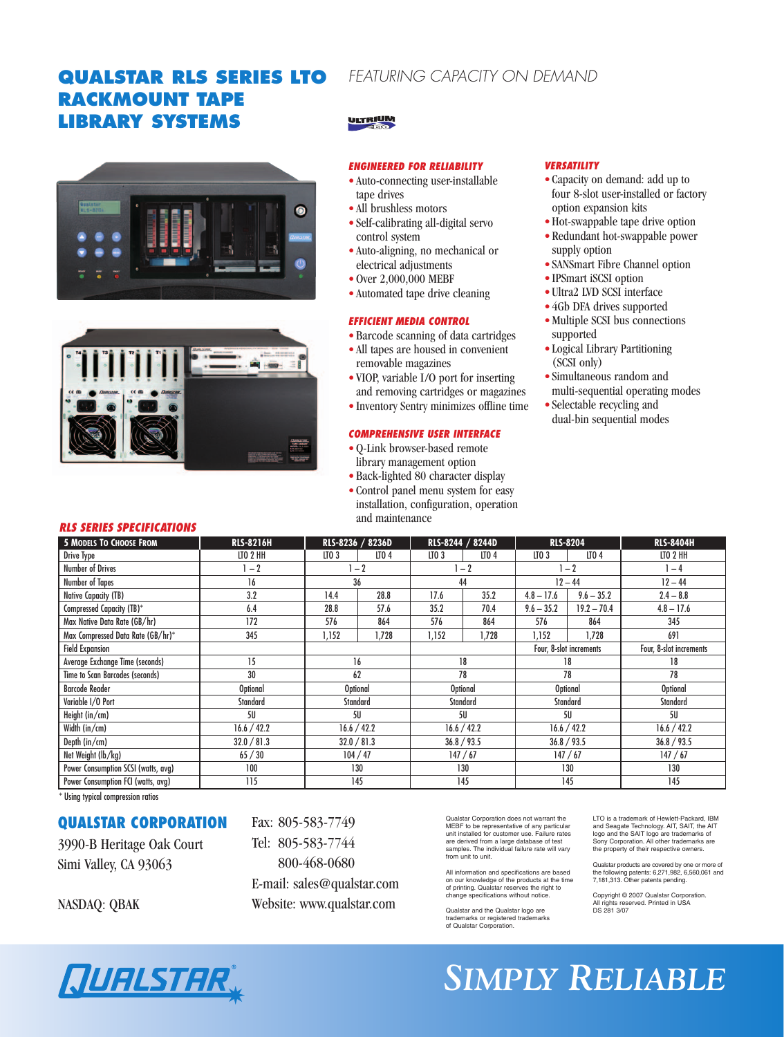# QUALSTAR RLS SERIES LTO RACKMOUNT TAPE LIBRARY SYSTEMS

*FEATURING CAPACITY ON DEMAND*

### *ENGINEERED FOR RELIABILITY*

- Auto-connecting user-installable tape drives
- All brushless motors
- Self-calibrating all-digital servo control system
- Auto-aligning, no mechanical or electrical adjustments
- Over 2,000,000 MEBF
- Automated tape drive cleaning

### *EFFICIENT MEDIA CONTROL*

- Barcode scanning of data cartridges
- All tapes are housed in convenient removable magazines
- VIOP, variable I/O port for inserting and removing cartridges or magazines
- Inventory Sentry minimizes offline time

### *COMPREHENSIVE USER INTERFACE*

- Q-Link browser-based remote library management option
- Back-lighted 80 character display
- Control panel menu system for easy installation, configuration, operation and maintenance

### *VERSATILITY*

- Capacity on demand: add up to four 8-slot user-installed or factory option expansion kits
- Hot-swappable tape drive option
- Redundant hot-swappable power supply option
- SANSmart Fibre Channel option
- IPSmart iSCSI option
- Ultra2 LVD SCSI interface
- 4Gb DFA drives supported
- Multiple SCSI bus connections supported
- Logical Library Partitioning (SCSI only)
- Simultaneous random and multi-sequential operating modes
- Selectable recycling and dual-bin sequential modes

## *RLS SERIES SPECIFICATIONS*

| 5 Models To Choose From | RLS-8216H | RLS-8236 / 8236D | | RLS-8244 / 8244D | | RLS-8204 | | RLS-8404H |
|---|---|---|---|---|---|---|---|---|
| Drive Type | LTO 2 HH | LTO 3 | LTO 4 | LTO 3 | LTO 4 | LTO 3 | LTO 4 | LTO 2 HH |
| Number of Drives | 1 – 2 | 1 – 2 | | 1 – 2 | | 1 – 2 | | 1 – 4 |
| Number of Tapes | 16 | 36 | | 44 | | 12 – 44 | | 12 – 44 |
| Native Capacity (TB) | 3.2 | 14.4 | 28.8 | 17.6 | 35.2 | 4.8 – 17.6 | 9.6 – 35.2 | 2.4 – 8.8 |
| Compressed Capacity (TB)* | 6.4 | 28.8 | 57.6 | 35.2 | 70.4 | 9.6 – 35.2 | 19.2 – 70.4 | 4.8 – 17.6 |
| Max Native Data Rate (GB/hr) | 172 | 576 | 864 | 576 | 864 | 576 | 864 | 345 |
| Max Compressed Data Rate (GB/hr)* | 345 | 1,152 | 1,728 | 1,152 | 1,728 | 1,152 | 1,728 | 691 |
| Field Expansion | | | | | | Four, 8-slot increments | | Four, 8-slot increments |
| Average Exchange Time (seconds) | 15 | 16 | | 18 | | 18 | | 18 |
| Time to Scan Barcodes (seconds) | 30 | 62 | | 78 | | 78 | | 78 |
| Barcode Reader | Optional | Optional | | Optional | | Optional | | Optional |
| Variable I/O Port | Standard | Standard | | Standard | | Standard | | Standard |
| Height (in/cm) | 5U | 5U | | 5U | | 5U | | 5U |
| Width (in/cm) | 16.6 / 42.2 | 16.6 / 42.2 | | 16.6 / 42.2 | | 16.6 / 42.2 | | 16.6 / 42.2 |
| Depth (in/cm) | 32.0 / 81.3 | 32.0 / 81.3 | | 36.8 / 93.5 | | 36.8 / 93.5 | | 36.8 / 93.5 |
| Net Weight (lb/kg) | 65 / 30 | 104 / 47 | | 147 / 67 | | 147 / 67 | | 147 / 67 |
| Power Consumption SCSI (watts, avg) | 100 | 130 | | 130 | | 130 | | 130 |
| Power Consumption FCI (watts, avg) | 115 | 145 | | 145 | | 145 | | 145 |

\* Using typical compression ratios

## QUALSTAR CORPORATION

3990-B Heritage Oak Court
Simi Valley, CA 93063

NASDAQ: QBAK

Fax: 805-583-7749
Tel: 805-583-7744
800-468-0680
E-mail: sales@qualstar.com
Website: www.qualstar.com

Qualstar Corporation does not warrant the MEBF to be representative of any particular unit installed for customer use. Failure rates are derived from a large database of test samples. The individual failure rate will vary from unit to unit.

All information and specifications are based on our knowledge of the products at the time of printing. Qualstar reserves the right to change specifications without notice.

Qualstar and the Qualstar logo are trademarks or registered trademarks of Qualstar Corporation.

LTO is a trademark of Hewlett-Packard, IBM and Seagate Technology. AIT, SAIT, the AIT logo and the SAIT logo are trademarks of Sony Corporation. All other trademarks are the property of their respective owners.

Qualstar products are covered by one or more of the following patents: 6,271,982, 6,560,061 and 7,181,313. Other patents pending.

Copyright © 2007 Qualstar Corporation. All rights reserved. Printed in USA
DS 281 3/07

QUALSTAR®

*SIMPLY RELIABLE*